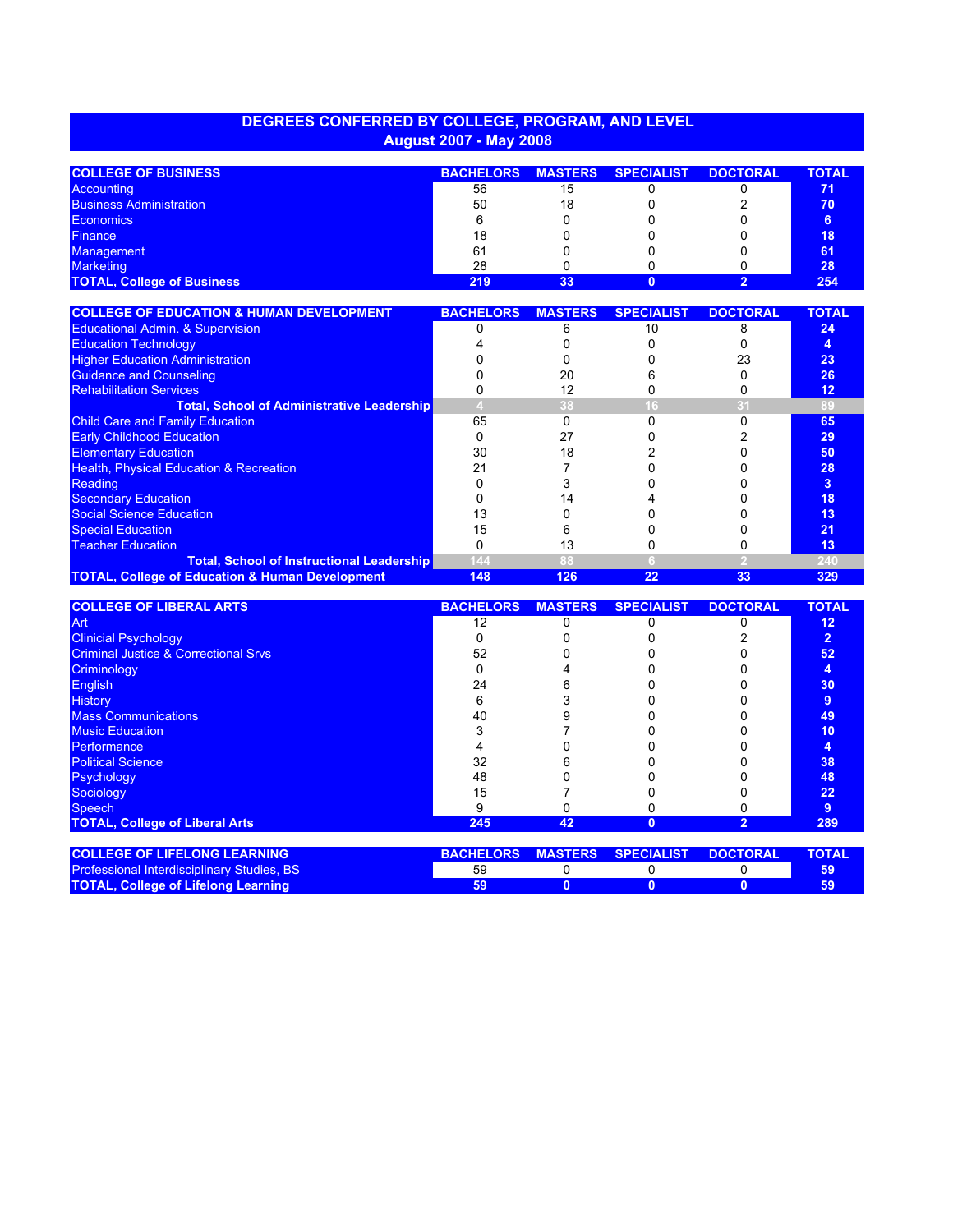# DEGREES CONFERRED BY COLLEGE, PROGRAM, AND LEVEL
## August 2007 - May 2008

| COLLEGE OF BUSINESS | BACHELORS | MASTERS | SPECIALIST | DOCTORAL | TOTAL |
|---|---|---|---|---|---|
| Accounting | 56 | 15 | 0 | 0 | **71** |
| Business Administration | 50 | 18 | 0 | 2 | **70** |
| Economics | 6 | 0 | 0 | 0 | **6** |
| Finance | 18 | 0 | 0 | 0 | **18** |
| Management | 61 | 0 | 0 | 0 | **61** |
| Marketing | 28 | 0 | 0 | 0 | **28** |
| **TOTAL, College of Business** | **219** | **33** | **0** | **2** | **254** |

| COLLEGE OF EDUCATION & HUMAN DEVELOPMENT | BACHELORS | MASTERS | SPECIALIST | DOCTORAL | TOTAL |
|---|---|---|---|---|---|
| Educational Admin. & Supervision | 0 | 6 | 10 | 8 | **24** |
| Education Technology | 4 | 0 | 0 | 0 | **4** |
| Higher Education Administration | 0 | 0 | 0 | 23 | **23** |
| Guidance and Counseling | 0 | 20 | 6 | 0 | **26** |
| Rehabilitation Services | 0 | 12 | 0 | 0 | **12** |
| **Total, School of Administrative Leadership** | **4** | **38** | **16** | **31** | **89** |
| Child Care and Family Education | 65 | 0 | 0 | 0 | **65** |
| Early Childhood Education | 0 | 27 | 0 | 2 | **29** |
| Elementary Education | 30 | 18 | 2 | 0 | **50** |
| Health, Physical Education & Recreation | 21 | 7 | 0 | 0 | **28** |
| Reading | 0 | 3 | 0 | 0 | **3** |
| Secondary Education | 0 | 14 | 4 | 0 | **18** |
| Social Science Education | 13 | 0 | 0 | 0 | **13** |
| Special Education | 15 | 6 | 0 | 0 | **21** |
| Teacher Education | 0 | 13 | 0 | 0 | **13** |
| **Total, School of Instructional Leadership** | **144** | **88** | **6** | **2** | **240** |
| **TOTAL, College of Education & Human Development** | **148** | **126** | **22** | **33** | **329** |

| COLLEGE OF LIBERAL ARTS | BACHELORS | MASTERS | SPECIALIST | DOCTORAL | TOTAL |
|---|---|---|---|---|---|
| Art | 12 | 0 | 0 | 0 | **12** |
| Clinicial Psychology | 0 | 0 | 0 | 2 | **2** |
| Criminal Justice & Correctional Srvs | 52 | 0 | 0 | 0 | **52** |
| Criminology | 0 | 4 | 0 | 0 | **4** |
| English | 24 | 6 | 0 | 0 | **30** |
| History | 6 | 3 | 0 | 0 | **9** |
| Mass Communications | 40 | 9 | 0 | 0 | **49** |
| Music Education | 3 | 7 | 0 | 0 | **10** |
| Performance | 4 | 0 | 0 | 0 | **4** |
| Political Science | 32 | 6 | 0 | 0 | **38** |
| Psychology | 48 | 0 | 0 | 0 | **48** |
| Sociology | 15 | 7 | 0 | 0 | **22** |
| Speech | 9 | 0 | 0 | 0 | **9** |
| **TOTAL, College of Liberal Arts** | **245** | **42** | **0** | **2** | **289** |

| COLLEGE OF LIFELONG LEARNING | BACHELORS | MASTERS | SPECIALIST | DOCTORAL | TOTAL |
|---|---|---|---|---|---|
| Professional Interdisciplinary Studies, BS | 59 | 0 | 0 | 0 | **59** |
| **TOTAL, College of Lifelong Learning** | **59** | **0** | **0** | **0** | **59** |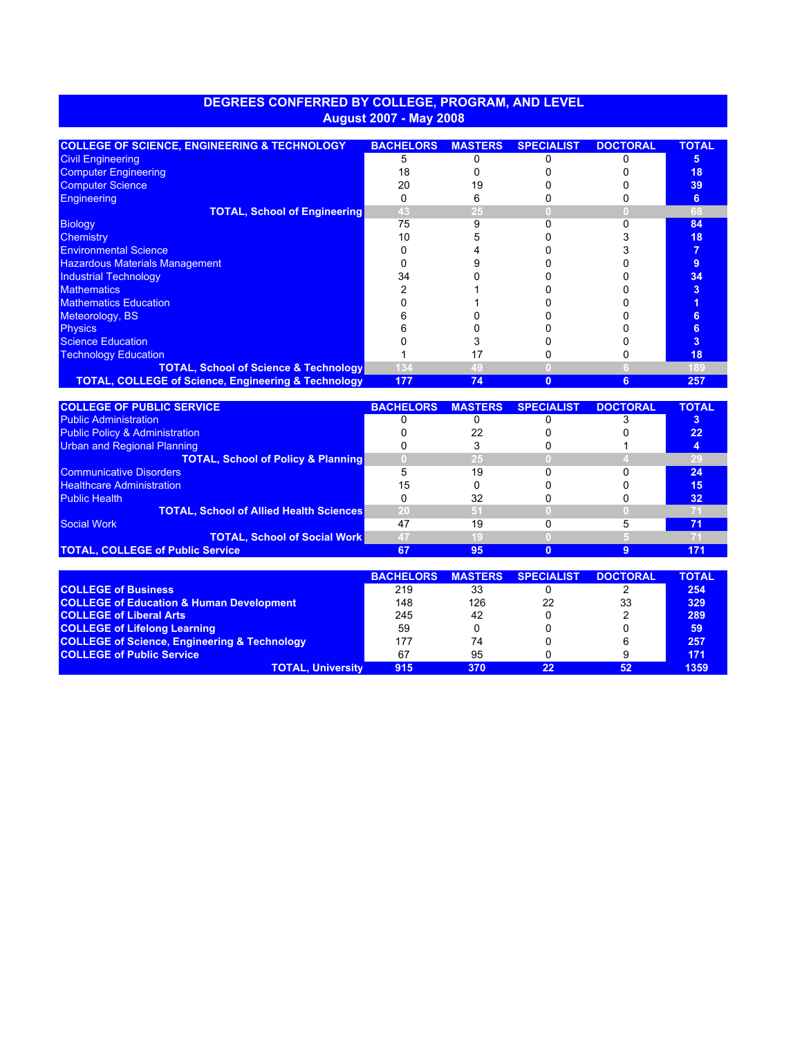## DEGREES CONFERRED BY COLLEGE, PROGRAM, AND LEVEL
## August 2007 - May 2008

| COLLEGE OF SCIENCE, ENGINEERING & TECHNOLOGY | BACHELORS | MASTERS | SPECIALIST | DOCTORAL | TOTAL |
|---|---|---|---|---|---|
| Civil Engineering | 5 | 0 | 0 | 0 | **5** |
| Computer Engineering | 18 | 0 | 0 | 0 | **18** |
| Computer Science | 20 | 19 | 0 | 0 | **39** |
| Engineering | 0 | 6 | 0 | 0 | **6** |
| **TOTAL, School of Engineering** | **43** | **25** | **0** | **0** | **68** |
| Biology | 75 | 9 | 0 | 0 | **84** |
| Chemistry | 10 | 5 | 0 | 3 | **18** |
| Environmental Science | 0 | 4 | 0 | 3 | **7** |
| Hazardous Materials Management | 0 | 9 | 0 | 0 | **9** |
| Industrial Technology | 34 | 0 | 0 | 0 | **34** |
| Mathematics | 2 | 1 | 0 | 0 | **3** |
| Mathematics Education | 0 | 1 | 0 | 0 | **1** |
| Meteorology, BS | 6 | 0 | 0 | 0 | **6** |
| Physics | 6 | 0 | 0 | 0 | **6** |
| Science Education | 0 | 3 | 0 | 0 | **3** |
| Technology Education | 1 | 17 | 0 | 0 | **18** |
| **TOTAL, School of Science & Technology** | **134** | **49** | **0** | **6** | **189** |
| **TOTAL, COLLEGE of Science, Engineering & Technology** | **177** | **74** | **0** | **6** | **257** |

| COLLEGE OF PUBLIC SERVICE | BACHELORS | MASTERS | SPECIALIST | DOCTORAL | TOTAL |
|---|---|---|---|---|---|
| Public Administration | 0 | 0 | 0 | 3 | **3** |
| Public Policy & Administration | 0 | 22 | 0 | 0 | **22** |
| Urban and Regional Planning | 0 | 3 | 0 | 1 | **4** |
| **TOTAL, School of Policy & Planning** | **0** | **25** | **0** | **4** | **29** |
| Communicative Disorders | 5 | 19 | 0 | 0 | **24** |
| Healthcare Administration | 15 | 0 | 0 | 0 | **15** |
| Public Health | 0 | 32 | 0 | 0 | **32** |
| **TOTAL, School of Allied Health Sciences** | **20** | **51** | **0** | **0** | **71** |
| Social Work | 47 | 19 | 0 | 5 | **71** |
| **TOTAL, School of Social Work** | **47** | **19** | **0** | **5** | **71** |
| **TOTAL, COLLEGE of Public Service** | **67** | **95** | **0** | **9** | **171** |

| | BACHELORS | MASTERS | SPECIALIST | DOCTORAL | TOTAL |
|---|---|---|---|---|---|
| **COLLEGE of Business** | 219 | 33 | 0 | 2 | **254** |
| **COLLEGE of Education & Human Development** | 148 | 126 | 22 | 33 | **329** |
| **COLLEGE of Liberal Arts** | 245 | 42 | 0 | 2 | **289** |
| **COLLEGE of Lifelong Learning** | 59 | 0 | 0 | 0 | **59** |
| **COLLEGE of Science, Engineering & Technology** | 177 | 74 | 0 | 6 | **257** |
| **COLLEGE of Public Service** | 67 | 95 | 0 | 9 | **171** |
| **TOTAL, University** | **915** | **370** | **22** | **52** | **1359** |